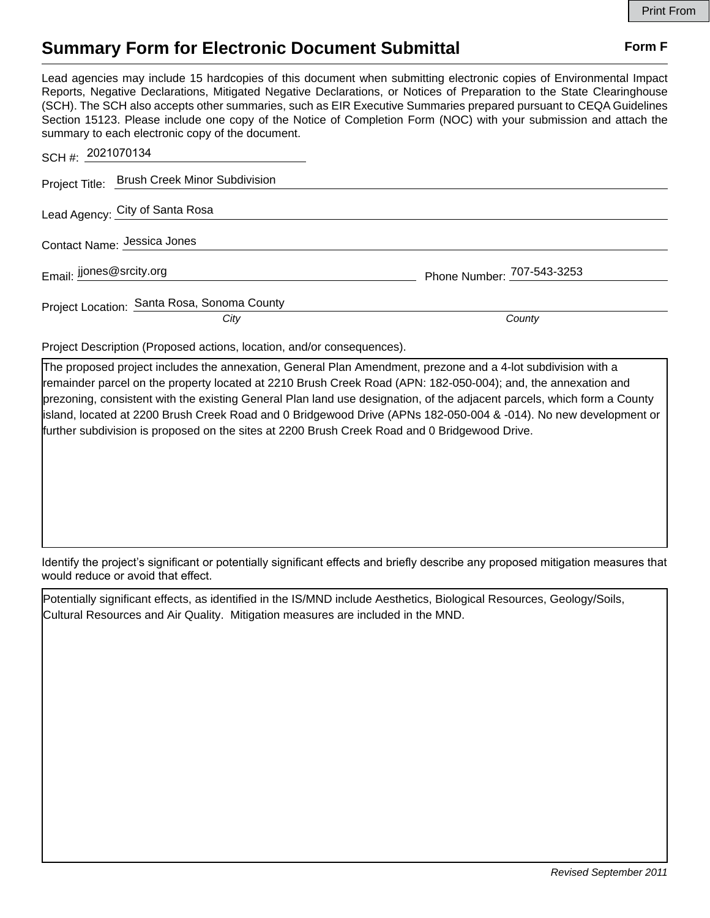Print From

# Summary Form for Electronic Document Submittal

**Form F**

Lead agencies may include 15 hardcopies of this document when submitting electronic copies of Environmental Impact Reports, Negative Declarations, Mitigated Negative Declarations, or Notices of Preparation to the State Clearinghouse (SCH). The SCH also accepts other summaries, such as EIR Executive Summaries prepared pursuant to CEQA Guidelines Section 15123. Please include one copy of the Notice of Completion Form (NOC) with your submission and attach the summary to each electronic copy of the document.

SCH #: 2021070134

Project Title: Brush Creek Minor Subdivision

Lead Agency: City of Santa Rosa

Contact Name: Jessica Jones

Email: jjones@srcity.org

Phone Number: 707-543-3253

Project Location: Santa Rosa, Sonoma County

*City* *County*

Project Description (Proposed actions, location, and/or consequences).

The proposed project includes the annexation, General Plan Amendment, prezone and a 4-lot subdivision with a remainder parcel on the property located at 2210 Brush Creek Road (APN: 182-050-004); and, the annexation and prezoning, consistent with the existing General Plan land use designation, of the adjacent parcels, which form a County island, located at 2200 Brush Creek Road and 0 Bridgewood Drive (APNs 182-050-004 & -014). No new development or further subdivision is proposed on the sites at 2200 Brush Creek Road and 0 Bridgewood Drive.

Identify the project's significant or potentially significant effects and briefly describe any proposed mitigation measures that would reduce or avoid that effect.

Potentially significant effects, as identified in the IS/MND include Aesthetics, Biological Resources, Geology/Soils, Cultural Resources and Air Quality. Mitigation measures are included in the MND.

*Revised September 2011*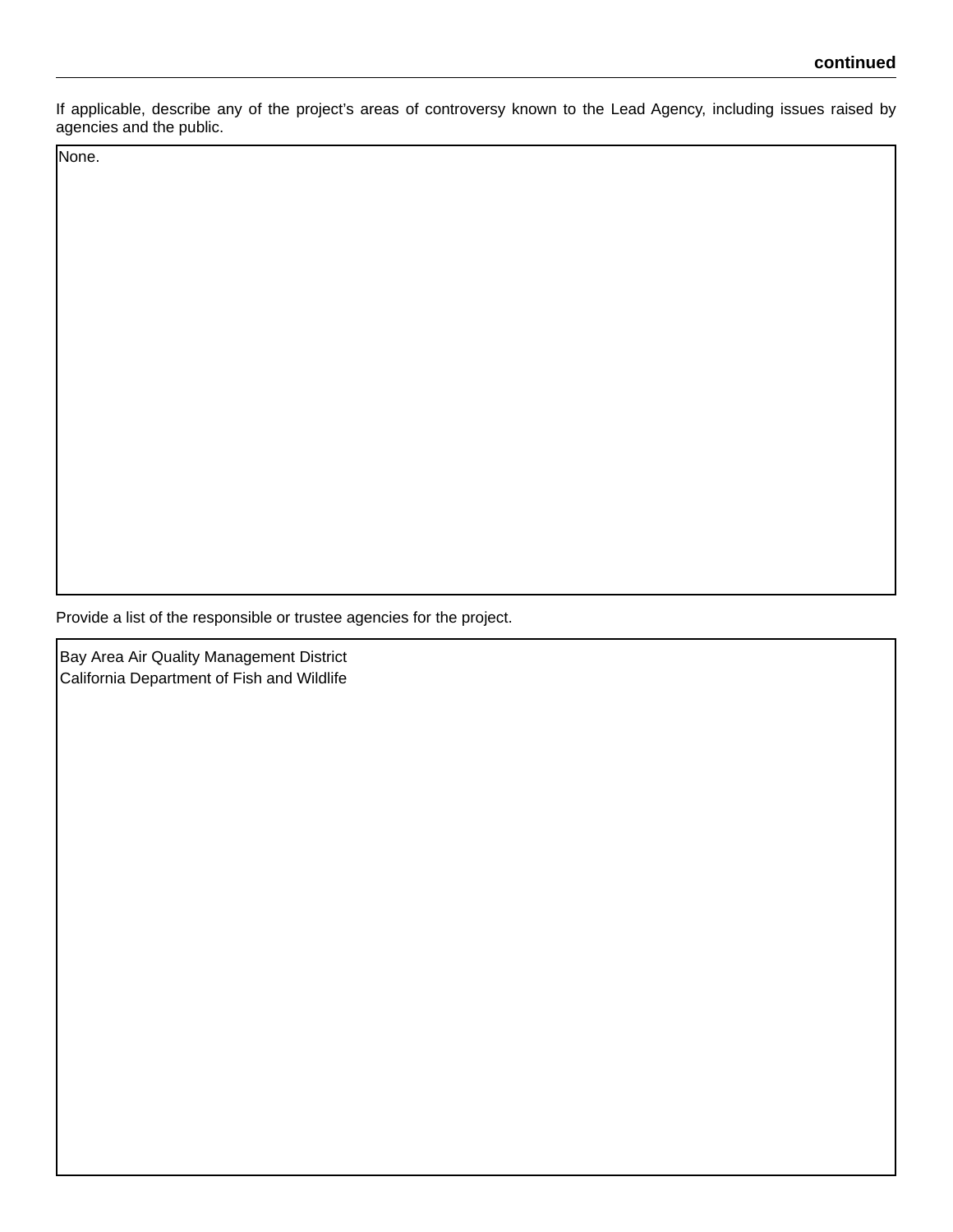**continued**

If applicable, describe any of the project's areas of controversy known to the Lead Agency, including issues raised by agencies and the public.

None.

Provide a list of the responsible or trustee agencies for the project.

Bay Area Air Quality Management District
California Department of Fish and Wildlife